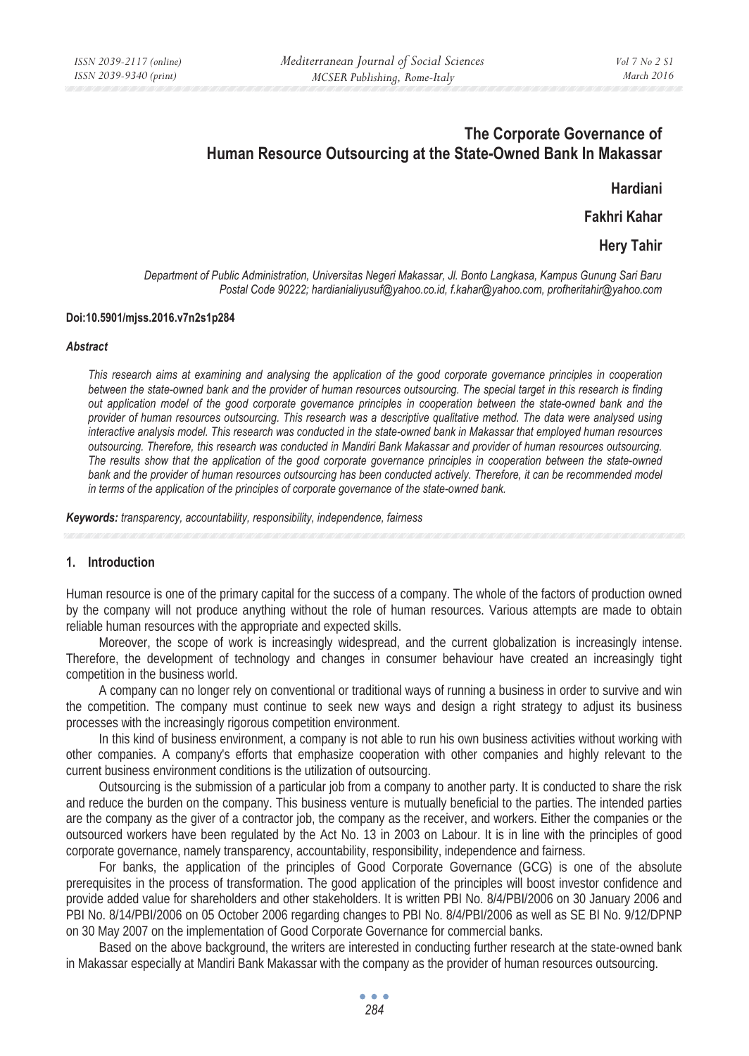# The Corporate Governance of Human Resource Outsourcing at the State-Owned Bank In Makassar

**Hardiani**

**Fakhri Kahar**

**Hery Tahir**

*Department of Public Administration, Universitas Negeri Makassar, Jl. Bonto Langkasa, Kampus Gunung Sari Baru Postal Code 90222; hardianialiyusuf@yahoo.co.id, f.kahar@yahoo.com, profheritahir@yahoo.com*

**Doi:10.5901/mjss.2016.v7n2s1p284**

***Abstract***

*This research aims at examining and analysing the application of the good corporate governance principles in cooperation between the state-owned bank and the provider of human resources outsourcing. The special target in this research is finding out application model of the good corporate governance principles in cooperation between the state-owned bank and the provider of human resources outsourcing. This research was a descriptive qualitative method. The data were analysed using interactive analysis model. This research was conducted in the state-owned bank in Makassar that employed human resources outsourcing. Therefore, this research was conducted in Mandiri Bank Makassar and provider of human resources outsourcing. The results show that the application of the good corporate governance principles in cooperation between the state-owned bank and the provider of human resources outsourcing has been conducted actively. Therefore, it can be recommended model in terms of the application of the principles of corporate governance of the state-owned bank.*

***Keywords:*** *transparency, accountability, responsibility, independence, fairness*

## 1. Introduction

Human resource is one of the primary capital for the success of a company. The whole of the factors of production owned by the company will not produce anything without the role of human resources. Various attempts are made to obtain reliable human resources with the appropriate and expected skills.

Moreover, the scope of work is increasingly widespread, and the current globalization is increasingly intense. Therefore, the development of technology and changes in consumer behaviour have created an increasingly tight competition in the business world.

A company can no longer rely on conventional or traditional ways of running a business in order to survive and win the competition. The company must continue to seek new ways and design a right strategy to adjust its business processes with the increasingly rigorous competition environment.

In this kind of business environment, a company is not able to run his own business activities without working with other companies. A company's efforts that emphasize cooperation with other companies and highly relevant to the current business environment conditions is the utilization of outsourcing.

Outsourcing is the submission of a particular job from a company to another party. It is conducted to share the risk and reduce the burden on the company. This business venture is mutually beneficial to the parties. The intended parties are the company as the giver of a contractor job, the company as the receiver, and workers. Either the companies or the outsourced workers have been regulated by the Act No. 13 in 2003 on Labour. It is in line with the principles of good corporate governance, namely transparency, accountability, responsibility, independence and fairness.

For banks, the application of the principles of Good Corporate Governance (GCG) is one of the absolute prerequisites in the process of transformation. The good application of the principles will boost investor confidence and provide added value for shareholders and other stakeholders. It is written PBI No. 8/4/PBI/2006 on 30 January 2006 and PBI No. 8/14/PBI/2006 on 05 October 2006 regarding changes to PBI No. 8/4/PBI/2006 as well as SE BI No. 9/12/DPNP on 30 May 2007 on the implementation of Good Corporate Governance for commercial banks.

Based on the above background, the writers are interested in conducting further research at the state-owned bank in Makassar especially at Mandiri Bank Makassar with the company as the provider of human resources outsourcing.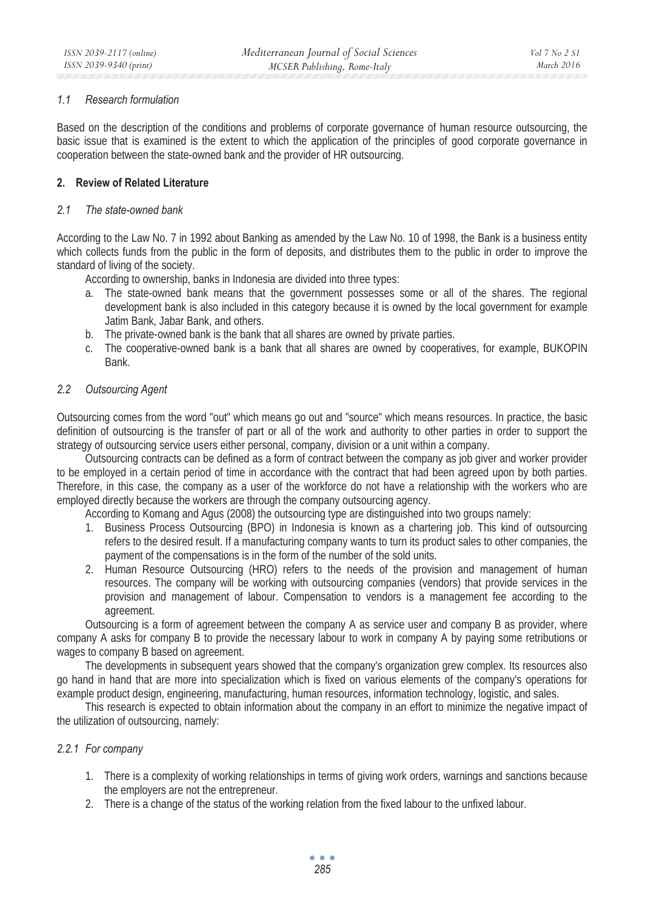### *1.1 Research formulation*

Based on the description of the conditions and problems of corporate governance of human resource outsourcing, the basic issue that is examined is the extent to which the application of the principles of good corporate governance in cooperation between the state-owned bank and the provider of HR outsourcing.

## 2. Review of Related Literature

### *2.1 The state-owned bank*

According to the Law No. 7 in 1992 about Banking as amended by the Law No. 10 of 1998, the Bank is a business entity which collects funds from the public in the form of deposits, and distributes them to the public in order to improve the standard of living of the society.

According to ownership, banks in Indonesia are divided into three types:

a. The state-owned bank means that the government possesses some or all of the shares. The regional development bank is also included in this category because it is owned by the local government for example Jatim Bank, Jabar Bank, and others.
b. The private-owned bank is the bank that all shares are owned by private parties.
c. The cooperative-owned bank is a bank that all shares are owned by cooperatives, for example, BUKOPIN Bank.

### *2.2 Outsourcing Agent*

Outsourcing comes from the word "out" which means go out and "source" which means resources. In practice, the basic definition of outsourcing is the transfer of part or all of the work and authority to other parties in order to support the strategy of outsourcing service users either personal, company, division or a unit within a company.

Outsourcing contracts can be defined as a form of contract between the company as job giver and worker provider to be employed in a certain period of time in accordance with the contract that had been agreed upon by both parties. Therefore, in this case, the company as a user of the workforce do not have a relationship with the workers who are employed directly because the workers are through the company outsourcing agency.

According to Komang and Agus (2008) the outsourcing type are distinguished into two groups namely:

1. Business Process Outsourcing (BPO) in Indonesia is known as a chartering job. This kind of outsourcing refers to the desired result. If a manufacturing company wants to turn its product sales to other companies, the payment of the compensations is in the form of the number of the sold units.
2. Human Resource Outsourcing (HRO) refers to the needs of the provision and management of human resources. The company will be working with outsourcing companies (vendors) that provide services in the provision and management of labour. Compensation to vendors is a management fee according to the agreement.

Outsourcing is a form of agreement between the company A as service user and company B as provider, where company A asks for company B to provide the necessary labour to work in company A by paying some retributions or wages to company B based on agreement.

The developments in subsequent years showed that the company's organization grew complex. Its resources also go hand in hand that are more into specialization which is fixed on various elements of the company's operations for example product design, engineering, manufacturing, human resources, information technology, logistic, and sales.

This research is expected to obtain information about the company in an effort to minimize the negative impact of the utilization of outsourcing, namely:

#### *2.2.1 For company*

1. There is a complexity of working relationships in terms of giving work orders, warnings and sanctions because the employers are not the entrepreneur.
2. There is a change of the status of the working relation from the fixed labour to the unfixed labour.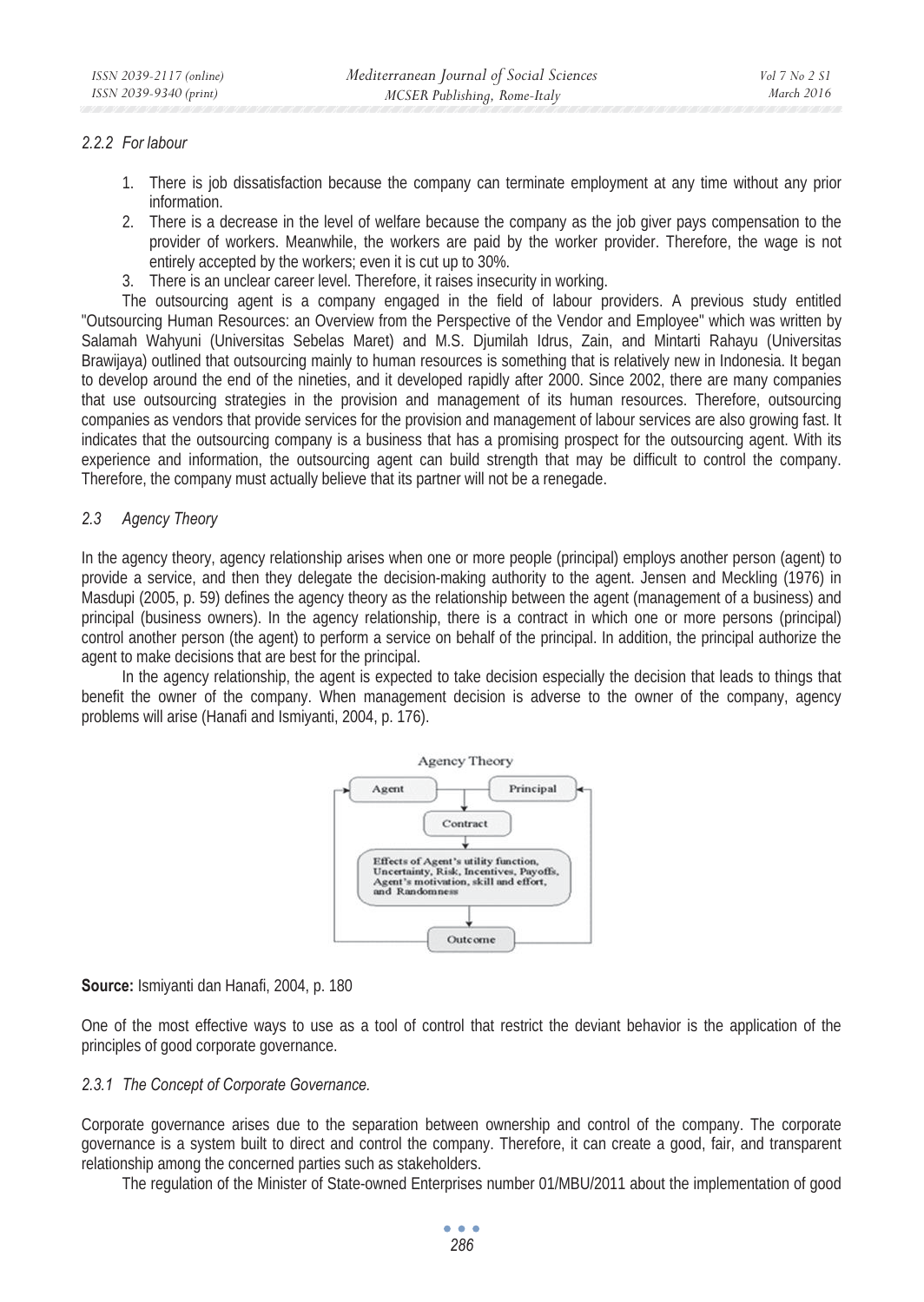### 2.2.2 For labour

1. There is job dissatisfaction because the company can terminate employment at any time without any prior information.
2. There is a decrease in the level of welfare because the company as the job giver pays compensation to the provider of workers. Meanwhile, the workers are paid by the worker provider. Therefore, the wage is not entirely accepted by the workers; even it is cut up to 30%.
3. There is an unclear career level. Therefore, it raises insecurity in working.

The outsourcing agent is a company engaged in the field of labour providers. A previous study entitled "Outsourcing Human Resources: an Overview from the Perspective of the Vendor and Employee" which was written by Salamah Wahyuni (Universitas Sebelas Maret) and M.S. Djumilah Idrus, Zain, and Mintarti Rahayu (Universitas Brawijaya) outlined that outsourcing mainly to human resources is something that is relatively new in Indonesia. It began to develop around the end of the nineties, and it developed rapidly after 2000. Since 2002, there are many companies that use outsourcing strategies in the provision and management of its human resources. Therefore, outsourcing companies as vendors that provide services for the provision and management of labour services are also growing fast. It indicates that the outsourcing company is a business that has a promising prospect for the outsourcing agent. With its experience and information, the outsourcing agent can build strength that may be difficult to control the company. Therefore, the company must actually believe that its partner will not be a renegade.

## 2.3 Agency Theory

In the agency theory, agency relationship arises when one or more people (principal) employs another person (agent) to provide a service, and then they delegate the decision-making authority to the agent. Jensen and Meckling (1976) in Masdupi (2005, p. 59) defines the agency theory as the relationship between the agent (management of a business) and principal (business owners). In the agency relationship, there is a contract in which one or more persons (principal) control another person (the agent) to perform a service on behalf of the principal. In addition, the principal authorize the agent to make decisions that are best for the principal.

In the agency relationship, the agent is expected to take decision especially the decision that leads to things that benefit the owner of the company. When management decision is adverse to the owner of the company, agency problems will arise (Hanafi and Ismiyanti, 2004, p. 176).

Agency Theory

Agent — Principal → Contract → Effects of Agent's utility function, Uncertainty, Risk, Incentives, Payoffs, Agent's motivation, skill and effort, and Randomness → Outcome

**Source:** Ismiyanti dan Hanafi, 2004, p. 180

One of the most effective ways to use as a tool of control that restrict the deviant behavior is the application of the principles of good corporate governance.

### 2.3.1 The Concept of Corporate Governance.

Corporate governance arises due to the separation between ownership and control of the company. The corporate governance is a system built to direct and control the company. Therefore, it can create a good, fair, and transparent relationship among the concerned parties such as stakeholders.

The regulation of the Minister of State-owned Enterprises number 01/MBU/2011 about the implementation of good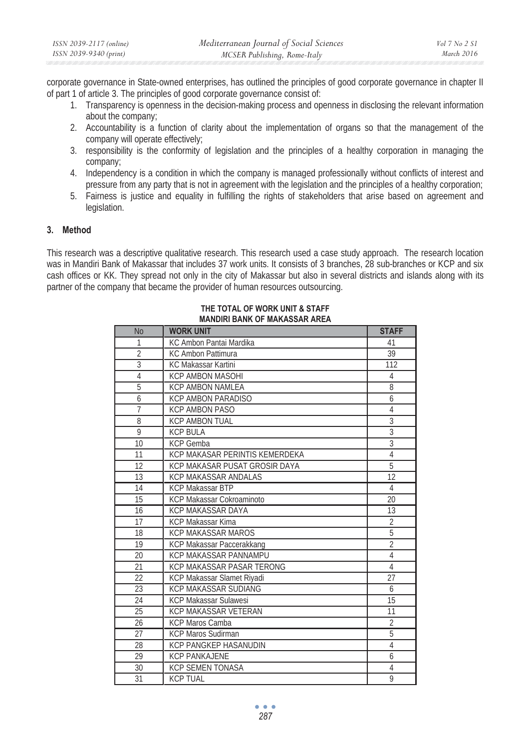corporate governance in State-owned enterprises, has outlined the principles of good corporate governance in chapter II of part 1 of article 3. The principles of good corporate governance consist of:

1. Transparency is openness in the decision-making process and openness in disclosing the relevant information about the company;
2. Accountability is a function of clarity about the implementation of organs so that the management of the company will operate effectively;
3. responsibility is the conformity of legislation and the principles of a healthy corporation in managing the company;
4. Independency is a condition in which the company is managed professionally without conflicts of interest and pressure from any party that is not in agreement with the legislation and the principles of a healthy corporation;
5. Fairness is justice and equality in fulfilling the rights of stakeholders that arise based on agreement and legislation.

## 3. Method

This research was a descriptive qualitative research. This research used a case study approach. The research location was in Mandiri Bank of Makassar that includes 37 work units. It consists of 3 branches, 28 sub-branches or KCP and six cash offices or KK. They spread not only in the city of Makassar but also in several districts and islands along with its partner of the company that became the provider of human resources outsourcing.

**THE TOTAL OF WORK UNIT & STAFF MANDIRI BANK OF MAKASSAR AREA**

| No | WORK UNIT | STAFF |
|---|---|---|
| 1 | KC Ambon Pantai Mardika | 41 |
| 2 | KC Ambon Pattimura | 39 |
| 3 | KC Makassar Kartini | 112 |
| 4 | KCP AMBON MASOHI | 4 |
| 5 | KCP AMBON NAMLEA | 8 |
| 6 | KCP AMBON PARADISO | 6 |
| 7 | KCP AMBON PASO | 4 |
| 8 | KCP AMBON TUAL | 3 |
| 9 | KCP BULA | 3 |
| 10 | KCP Gemba | 3 |
| 11 | KCP MAKASAR PERINTIS KEMERDEKA | 4 |
| 12 | KCP MAKASAR PUSAT GROSIR DAYA | 5 |
| 13 | KCP MAKASSAR ANDALAS | 12 |
| 14 | KCP Makassar BTP | 4 |
| 15 | KCP Makassar Cokroaminoto | 20 |
| 16 | KCP MAKASSAR DAYA | 13 |
| 17 | KCP Makassar Kima | 2 |
| 18 | KCP MAKASSAR MAROS | 5 |
| 19 | KCP Makassar Paccerakkang | 2 |
| 20 | KCP MAKASSAR PANNAMPU | 4 |
| 21 | KCP MAKASSAR PASAR TERONG | 4 |
| 22 | KCP Makassar Slamet Riyadi | 27 |
| 23 | KCP MAKASSAR SUDIANG | 6 |
| 24 | KCP Makassar Sulawesi | 15 |
| 25 | KCP MAKASSAR VETERAN | 11 |
| 26 | KCP Maros Camba | 2 |
| 27 | KCP Maros Sudirman | 5 |
| 28 | KCP PANGKEP HASANUDIN | 4 |
| 29 | KCP PANKAJENE | 6 |
| 30 | KCP SEMEN TONASA | 4 |
| 31 | KCP TUAL | 9 |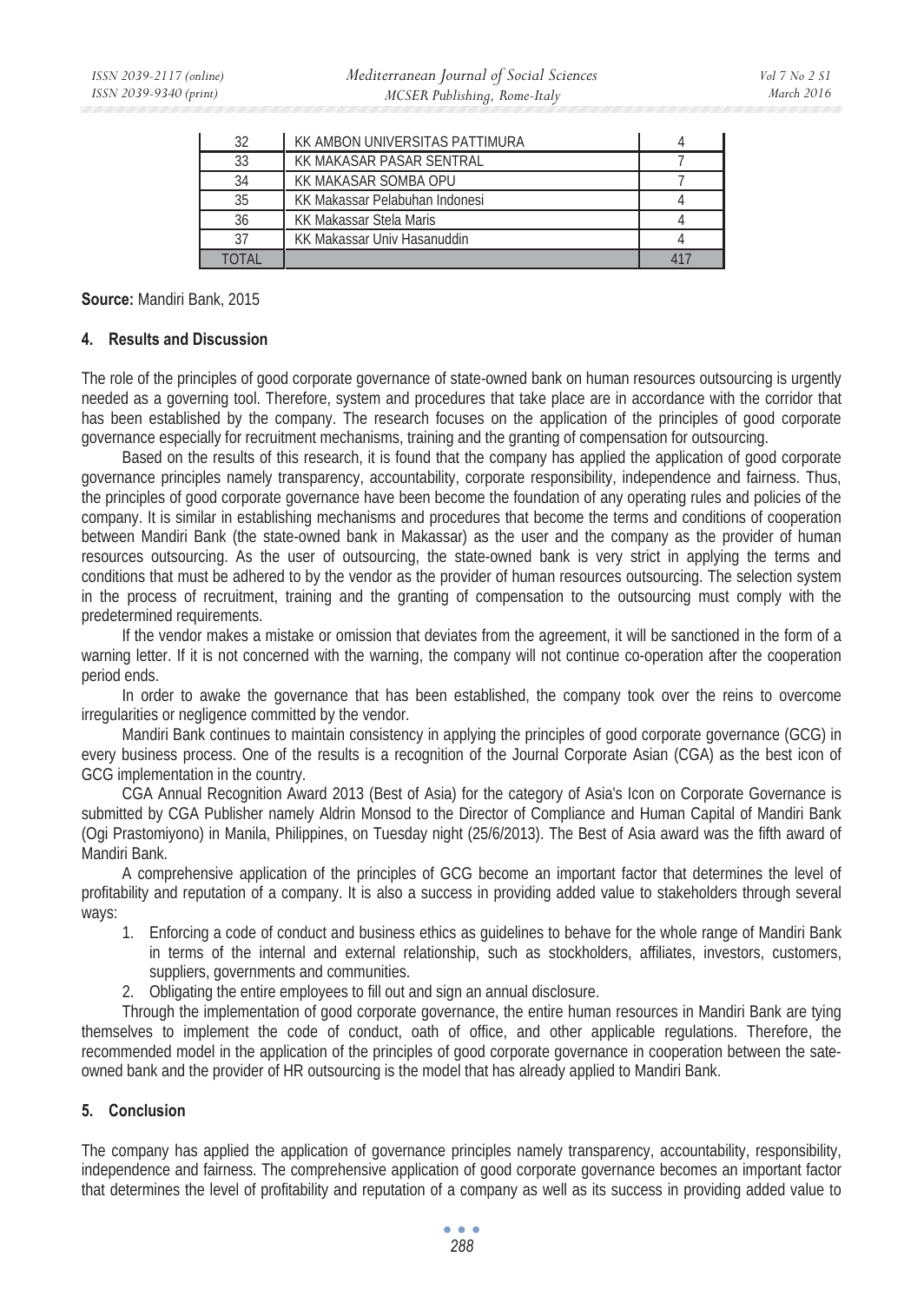| 32 | KK AMBON UNIVERSITAS PATTIMURA | 4 |
|---|---|---|
| 33 | KK MAKASAR PASAR SENTRAL | 7 |
| 34 | KK MAKASAR SOMBA OPU | 7 |
| 35 | KK Makassar Pelabuhan Indonesi | 4 |
| 36 | KK Makassar Stela Maris | 4 |
| 37 | KK Makassar Univ Hasanuddin | 4 |
| TOTAL | | 417 |

**Source:** Mandiri Bank, 2015

## 4. Results and Discussion

The role of the principles of good corporate governance of state-owned bank on human resources outsourcing is urgently needed as a governing tool. Therefore, system and procedures that take place are in accordance with the corridor that has been established by the company. The research focuses on the application of the principles of good corporate governance especially for recruitment mechanisms, training and the granting of compensation for outsourcing.

Based on the results of this research, it is found that the company has applied the application of good corporate governance principles namely transparency, accountability, corporate responsibility, independence and fairness. Thus, the principles of good corporate governance have been become the foundation of any operating rules and policies of the company. It is similar in establishing mechanisms and procedures that become the terms and conditions of cooperation between Mandiri Bank (the state-owned bank in Makassar) as the user and the company as the provider of human resources outsourcing. As the user of outsourcing, the state-owned bank is very strict in applying the terms and conditions that must be adhered to by the vendor as the provider of human resources outsourcing. The selection system in the process of recruitment, training and the granting of compensation to the outsourcing must comply with the predetermined requirements.

If the vendor makes a mistake or omission that deviates from the agreement, it will be sanctioned in the form of a warning letter. If it is not concerned with the warning, the company will not continue co-operation after the cooperation period ends.

In order to awake the governance that has been established, the company took over the reins to overcome irregularities or negligence committed by the vendor.

Mandiri Bank continues to maintain consistency in applying the principles of good corporate governance (GCG) in every business process. One of the results is a recognition of the Journal Corporate Asian (CGA) as the best icon of GCG implementation in the country.

CGA Annual Recognition Award 2013 (Best of Asia) for the category of Asia's Icon on Corporate Governance is submitted by CGA Publisher namely Aldrin Monsod to the Director of Compliance and Human Capital of Mandiri Bank (Ogi Prastomiyono) in Manila, Philippines, on Tuesday night (25/6/2013). The Best of Asia award was the fifth award of Mandiri Bank.

A comprehensive application of the principles of GCG become an important factor that determines the level of profitability and reputation of a company. It is also a success in providing added value to stakeholders through several ways:

1. Enforcing a code of conduct and business ethics as guidelines to behave for the whole range of Mandiri Bank in terms of the internal and external relationship, such as stockholders, affiliates, investors, customers, suppliers, governments and communities.
2. Obligating the entire employees to fill out and sign an annual disclosure.

Through the implementation of good corporate governance, the entire human resources in Mandiri Bank are tying themselves to implement the code of conduct, oath of office, and other applicable regulations. Therefore, the recommended model in the application of the principles of good corporate governance in cooperation between the sate-owned bank and the provider of HR outsourcing is the model that has already applied to Mandiri Bank.

## 5. Conclusion

The company has applied the application of governance principles namely transparency, accountability, responsibility, independence and fairness. The comprehensive application of good corporate governance becomes an important factor that determines the level of profitability and reputation of a company as well as its success in providing added value to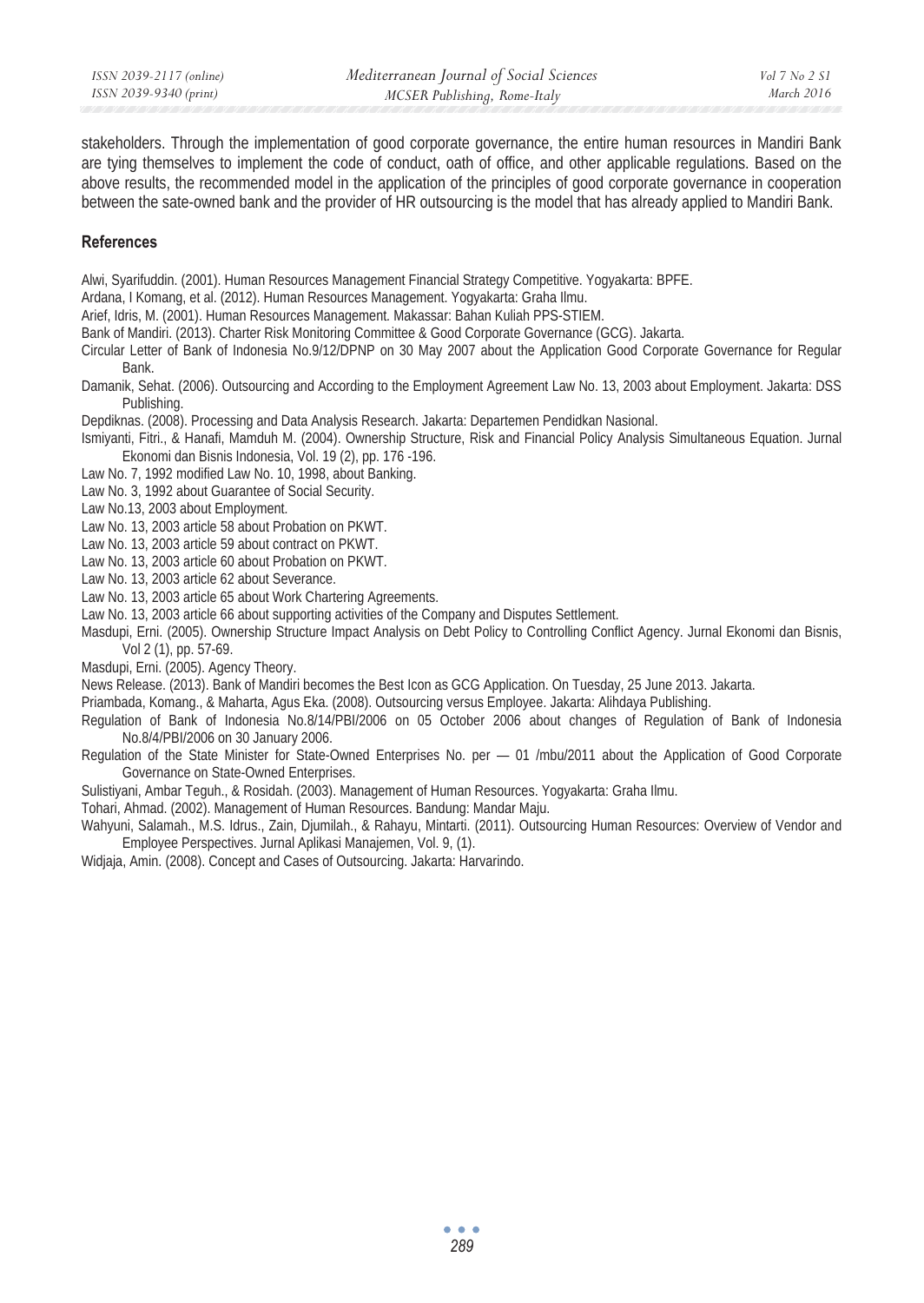stakeholders. Through the implementation of good corporate governance, the entire human resources in Mandiri Bank are tying themselves to implement the code of conduct, oath of office, and other applicable regulations. Based on the above results, the recommended model in the application of the principles of good corporate governance in cooperation between the sate-owned bank and the provider of HR outsourcing is the model that has already applied to Mandiri Bank.

## References

Alwi, Syarifuddin. (2001). Human Resources Management Financial Strategy Competitive. Yogyakarta: BPFE.

Ardana, I Komang, et al. (2012). Human Resources Management. Yogyakarta: Graha Ilmu.

Arief, Idris, M. (2001). Human Resources Management. Makassar: Bahan Kuliah PPS-STIEM.

Bank of Mandiri. (2013). Charter Risk Monitoring Committee & Good Corporate Governance (GCG). Jakarta.

Circular Letter of Bank of Indonesia No.9/12/DPNP on 30 May 2007 about the Application Good Corporate Governance for Regular Bank.

Damanik, Sehat. (2006). Outsourcing and According to the Employment Agreement Law No. 13, 2003 about Employment. Jakarta: DSS Publishing.

Depdiknas. (2008). Processing and Data Analysis Research. Jakarta: Departemen Pendidkan Nasional.

Ismiyanti, Fitri., & Hanafi, Mamduh M. (2004). Ownership Structure, Risk and Financial Policy Analysis Simultaneous Equation. Jurnal Ekonomi dan Bisnis Indonesia, Vol. 19 (2), pp. 176 -196.

Law No. 7, 1992 modified Law No. 10, 1998, about Banking.

Law No. 3, 1992 about Guarantee of Social Security.

Law No.13, 2003 about Employment.

Law No. 13, 2003 article 58 about Probation on PKWT.

Law No. 13, 2003 article 59 about contract on PKWT.

Law No. 13, 2003 article 60 about Probation on PKWT.

Law No. 13, 2003 article 62 about Severance.

Law No. 13, 2003 article 65 about Work Chartering Agreements.

Law No. 13, 2003 article 66 about supporting activities of the Company and Disputes Settlement.

Masdupi, Erni. (2005). Ownership Structure Impact Analysis on Debt Policy to Controlling Conflict Agency. Jurnal Ekonomi dan Bisnis, Vol 2 (1), pp. 57-69.

Masdupi, Erni. (2005). Agency Theory.

News Release. (2013). Bank of Mandiri becomes the Best Icon as GCG Application. On Tuesday, 25 June 2013. Jakarta.

Priambada, Komang., & Maharta, Agus Eka. (2008). Outsourcing versus Employee. Jakarta: Alihdaya Publishing.

Regulation of Bank of Indonesia No.8/14/PBI/2006 on 05 October 2006 about changes of Regulation of Bank of Indonesia No.8/4/PBI/2006 on 30 January 2006.

Regulation of the State Minister for State-Owned Enterprises No. per — 01 /mbu/2011 about the Application of Good Corporate Governance on State-Owned Enterprises.

Sulistiyani, Ambar Teguh., & Rosidah. (2003). Management of Human Resources. Yogyakarta: Graha Ilmu.

Tohari, Ahmad. (2002). Management of Human Resources. Bandung: Mandar Maju.

Wahyuni, Salamah., M.S. Idrus., Zain, Djumilah., & Rahayu, Mintarti. (2011). Outsourcing Human Resources: Overview of Vendor and Employee Perspectives. Jurnal Aplikasi Manajemen, Vol. 9, (1).

Widjaja, Amin. (2008). Concept and Cases of Outsourcing. Jakarta: Harvarindo.